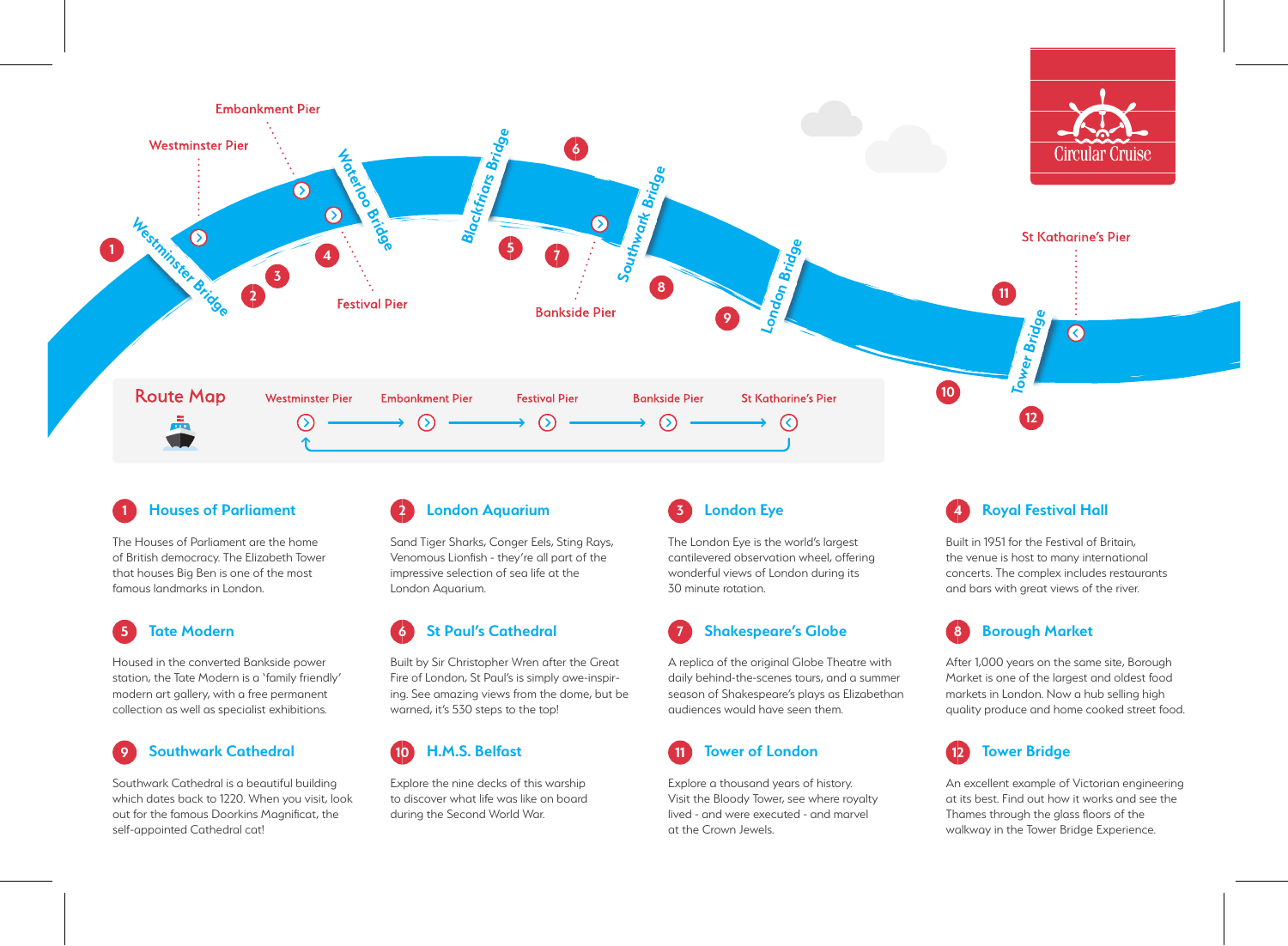# Circular Cruise

Embankment Pier

Westminster Pier

Waterloo Bridge

Blackfriars Bridge

Southwark Bridge

London Bridge

Westminster Bridge

Festival Pier

Bankside Pier

St Katharine's Pier

Tower Bridge

## Route Map

Westminster Pier → Embankment Pier → Festival Pier → Bankside Pier → St Katharine's Pier

### 1 Houses of Parliament

The Houses of Parliament are the home of British democracy. The Elizabeth Tower that houses Big Ben is one of the most famous landmarks in London.

### 2 London Aquarium

Sand Tiger Sharks, Conger Eels, Sting Rays, Venomous Lionfish - they're all part of the impressive selection of sea life at the London Aquarium.

### 3 London Eye

The London Eye is the world's largest cantilevered observation wheel, offering wonderful views of London during its 30 minute rotation.

### 4 Royal Festival Hall

Built in 1951 for the Festival of Britain, the venue is host to many international concerts. The complex includes restaurants and bars with great views of the river.

### 5 Tate Modern

Housed in the converted Bankside power station, the Tate Modern is a 'family friendly' modern art gallery, with a free permanent collection as well as specialist exhibitions.

### 6 St Paul's Cathedral

Built by Sir Christopher Wren after the Great Fire of London, St Paul's is simply awe-inspiring. See amazing views from the dome, but be warned, it's 530 steps to the top!

### 7 Shakespeare's Globe

A replica of the original Globe Theatre with daily behind-the-scenes tours, and a summer season of Shakespeare's plays as Elizabethan audiences would have seen them.

### 8 Borough Market

After 1,000 years on the same site, Borough Market is one of the largest and oldest food markets in London. Now a hub selling high quality produce and home cooked street food.

### 9 Southwark Cathedral

Southwark Cathedral is a beautiful building which dates back to 1220. When you visit, look out for the famous Doorkins Magnificat, the self-appointed Cathedral cat!

### 10 H.M.S. Belfast

Explore the nine decks of this warship to discover what life was like on board during the Second World War.

### 11 Tower of London

Explore a thousand years of history. Visit the Bloody Tower, see where royalty lived - and were executed - and marvel at the Crown Jewels.

### 12 Tower Bridge

An excellent example of Victorian engineering at its best. Find out how it works and see the Thames through the glass floors of the walkway in the Tower Bridge Experience.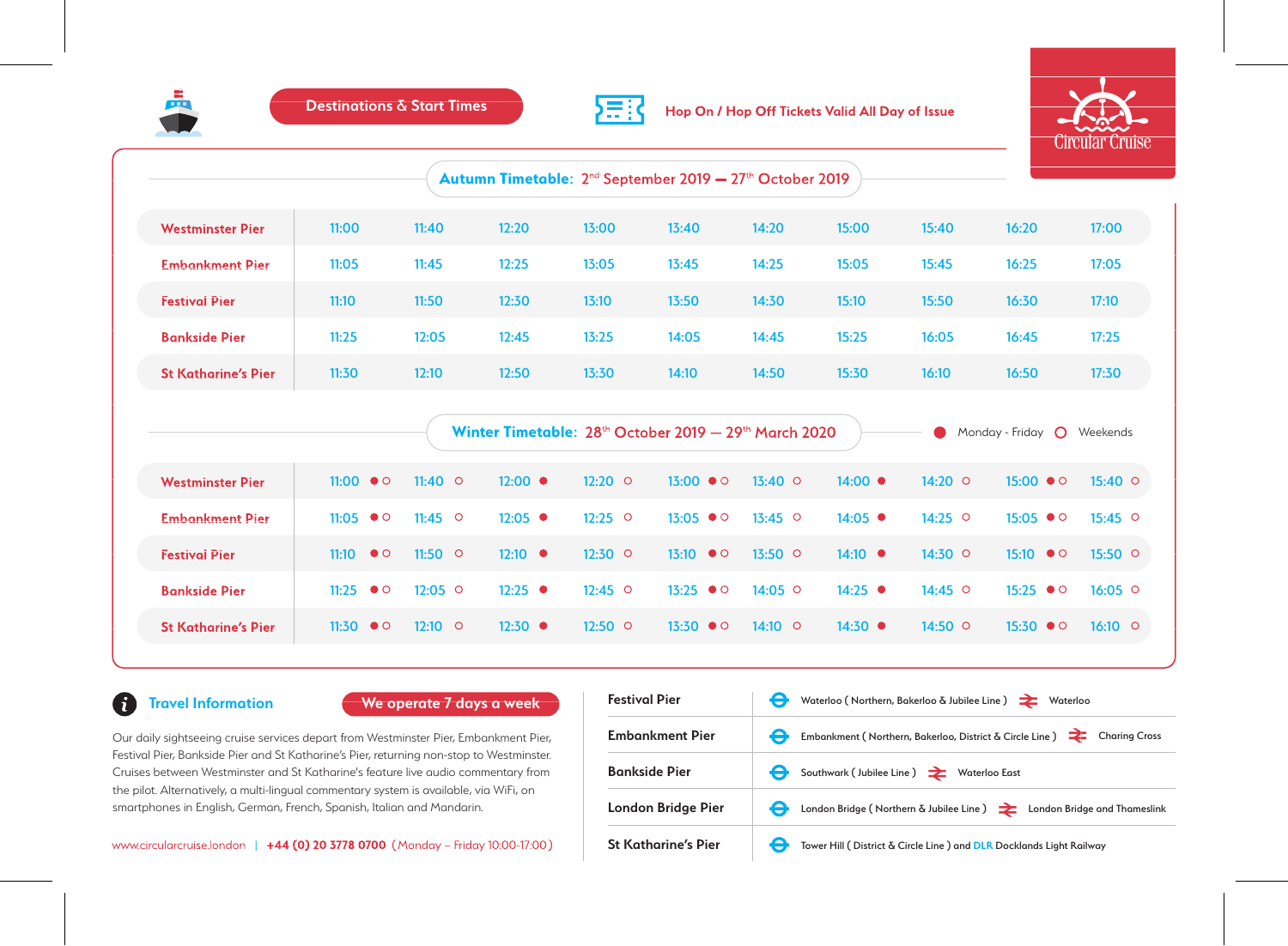Destinations & Start Times

Hop On / Hop Off Tickets Valid All Day of Issue

Circular Cruise

## Autumn Timetable: 2nd September 2019 – 27th October 2019

| | | | | | | | | | | |
|---|---|---|---|---|---|---|---|---|---|---|
| Westminster Pier | 11:00 | 11:40 | 12:20 | 13:00 | 13:40 | 14:20 | 15:00 | 15:40 | 16:20 | 17:00 |
| Embankment Pier | 11:05 | 11:45 | 12:25 | 13:05 | 13:45 | 14:25 | 15:05 | 15:45 | 16:25 | 17:05 |
| Festival Pier | 11:10 | 11:50 | 12:30 | 13:10 | 13:50 | 14:30 | 15:10 | 15:50 | 16:30 | 17:10 |
| Bankside Pier | 11:25 | 12:05 | 12:45 | 13:25 | 14:05 | 14:45 | 15:25 | 16:05 | 16:45 | 17:25 |
| St Katharine's Pier | 11:30 | 12:10 | 12:50 | 13:30 | 14:10 | 14:50 | 15:30 | 16:10 | 16:50 | 17:30 |

## Winter Timetable: 28th October 2019 – 29th March 2020

● Monday - Friday ○ Weekends

| | | | | | | | | | | |
|---|---|---|---|---|---|---|---|---|---|---|
| Westminster Pier | 11:00 ●○ | 11:40 ○ | 12:00 ● | 12:20 ○ | 13:00 ●○ | 13:40 ○ | 14:00 ● | 14:20 ○ | 15:00 ●○ | 15:40 ○ |
| Embankment Pier | 11:05 ●○ | 11:45 ○ | 12:05 ● | 12:25 ○ | 13:05 ●○ | 13:45 ○ | 14:05 ● | 14:25 ○ | 15:05 ●○ | 15:45 ○ |
| Festival Pier | 11:10 ●○ | 11:50 ○ | 12:10 ● | 12:30 ○ | 13:10 ●○ | 13:50 ○ | 14:10 ● | 14:30 ○ | 15:10 ●○ | 15:50 ○ |
| Bankside Pier | 11:25 ●○ | 12:05 ○ | 12:25 ● | 12:45 ○ | 13:25 ●○ | 14:05 ○ | 14:25 ● | 14:45 ○ | 15:25 ●○ | 16:05 ○ |
| St Katharine's Pier | 11:30 ●○ | 12:10 ○ | 12:30 ● | 12:50 ○ | 13:30 ●○ | 14:10 ○ | 14:30 ● | 14:50 ○ | 15:30 ●○ | 16:10 ○ |

## Travel Information

**We operate 7 days a week**

Our daily sightseeing cruise services depart from Westminster Pier, Embankment Pier, Festival Pier, Bankside Pier and St Katharine's Pier, returning non-stop to Westminster. Cruises between Westminster and St Katharine's feature live audio commentary from the pilot. Alternatively, a multi-lingual commentary system is available, via WiFi, on smartphones in English, German, French, Spanish, Italian and Mandarin.

www.circularcruise.london | **+44 (0) 20 3778 0700** (Monday – Friday 10:00-17:00)

| | | |
|---|---|---|
| **Festival Pier** | Waterloo ( Northern, Bakerloo & Jubilee Line ) | Waterloo |
| **Embankment Pier** | Embankment ( Northern, Bakerloo, District & Circle Line ) | Charing Cross |
| **Bankside Pier** | Southwark ( Jubilee Line ) | Waterloo East |
| **London Bridge Pier** | London Bridge ( Northern & Jubilee Line ) | London Bridge and Thameslink |
| **St Katharine's Pier** | Tower Hill ( District & Circle Line ) and DLR Docklands Light Railway | |